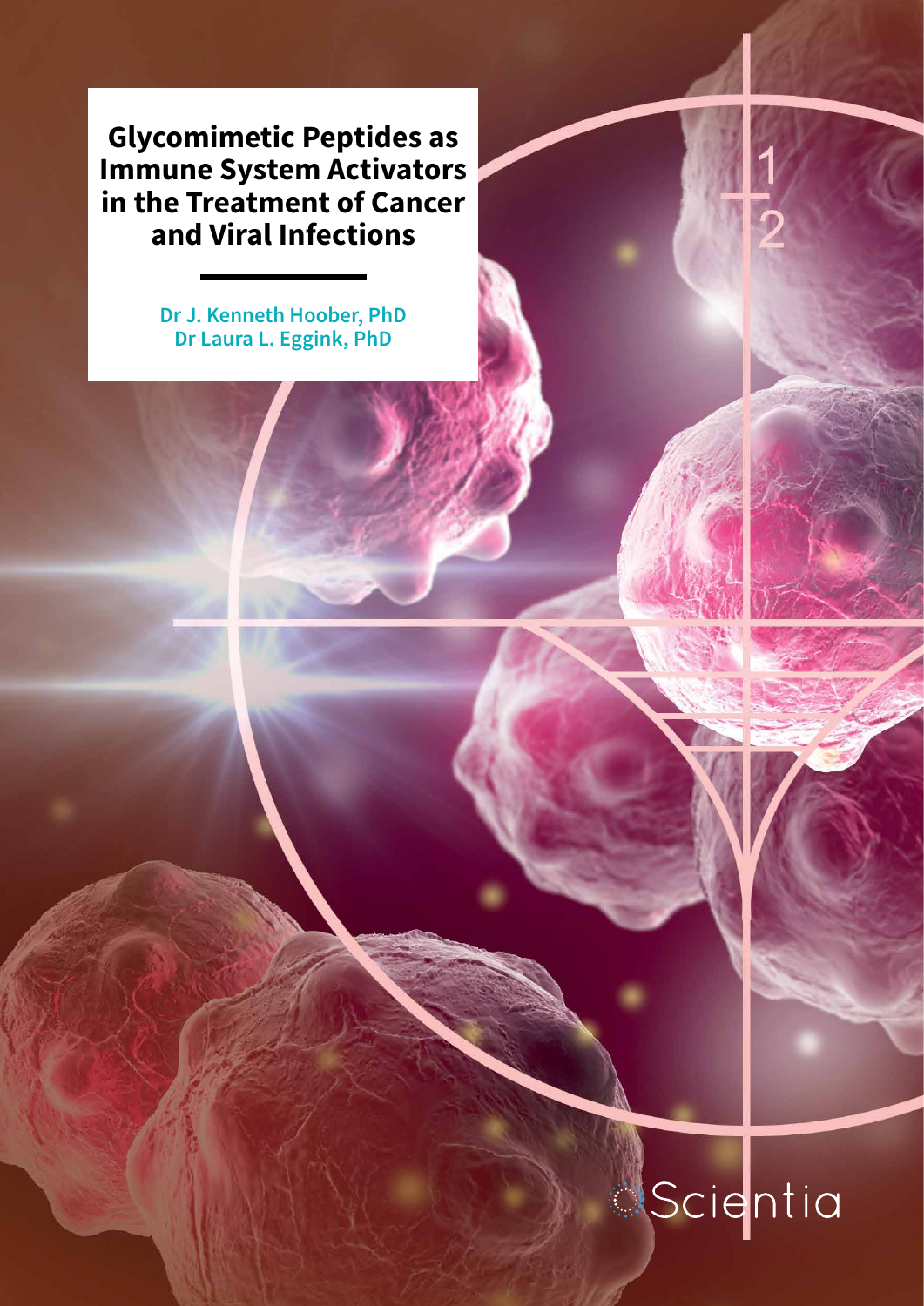# Glycomimetic Peptides as Immune System Activators in the Treatment of Cancer and Viral Infections

**Dr J. Kenneth Hoober, PhD**
**Dr Laura L. Eggink, PhD**

Scientia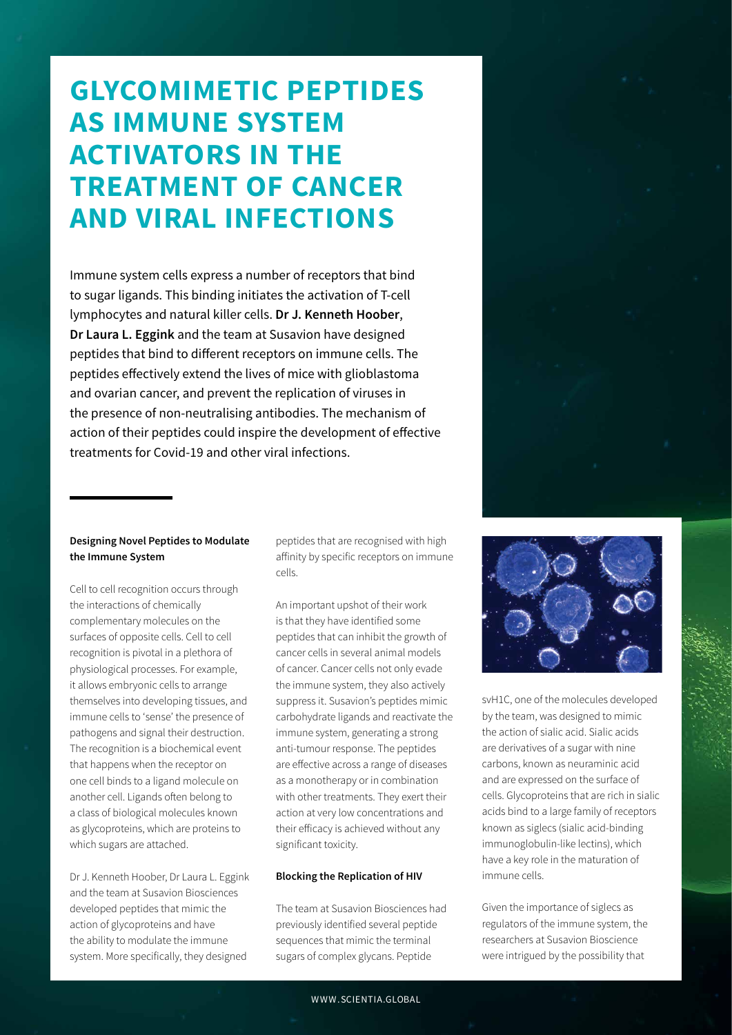# GLYCOMIMETIC PEPTIDES AS IMMUNE SYSTEM ACTIVATORS IN THE TREATMENT OF CANCER AND VIRAL INFECTIONS

Immune system cells express a number of receptors that bind to sugar ligands. This binding initiates the activation of T-cell lymphocytes and natural killer cells. **Dr J. Kenneth Hoober**, **Dr Laura L. Eggink** and the team at Susavion have designed peptides that bind to different receptors on immune cells. The peptides effectively extend the lives of mice with glioblastoma and ovarian cancer, and prevent the replication of viruses in the presence of non-neutralising antibodies. The mechanism of action of their peptides could inspire the development of effective treatments for Covid-19 and other viral infections.

### Designing Novel Peptides to Modulate the Immune System

Cell to cell recognition occurs through the interactions of chemically complementary molecules on the surfaces of opposite cells. Cell to cell recognition is pivotal in a plethora of physiological processes. For example, it allows embryonic cells to arrange themselves into developing tissues, and immune cells to 'sense' the presence of pathogens and signal their destruction. The recognition is a biochemical event that happens when the receptor on one cell binds to a ligand molecule on another cell. Ligands often belong to a class of biological molecules known as glycoproteins, which are proteins to which sugars are attached.

Dr J. Kenneth Hoober, Dr Laura L. Eggink and the team at Susavion Biosciences developed peptides that mimic the action of glycoproteins and have the ability to modulate the immune system. More specifically, they designed peptides that are recognised with high affinity by specific receptors on immune cells.

An important upshot of their work is that they have identified some peptides that can inhibit the growth of cancer cells in several animal models of cancer. Cancer cells not only evade the immune system, they also actively suppress it. Susavion's peptides mimic carbohydrate ligands and reactivate the immune system, generating a strong anti-tumour response. The peptides are effective across a range of diseases as a monotherapy or in combination with other treatments. They exert their action at very low concentrations and their efficacy is achieved without any significant toxicity.

### Blocking the Replication of HIV

The team at Susavion Biosciences had previously identified several peptide sequences that mimic the terminal sugars of complex glycans. Peptide svH1C, one of the molecules developed by the team, was designed to mimic the action of sialic acid. Sialic acids are derivatives of a sugar with nine carbons, known as neuraminic acid and are expressed on the surface of cells. Glycoproteins that are rich in sialic acids bind to a large family of receptors known as siglecs (sialic acid-binding immunoglobulin-like lectins), which have a key role in the maturation of immune cells.

Given the importance of siglecs as regulators of the immune system, the researchers at Susavion Bioscience were intrigued by the possibility that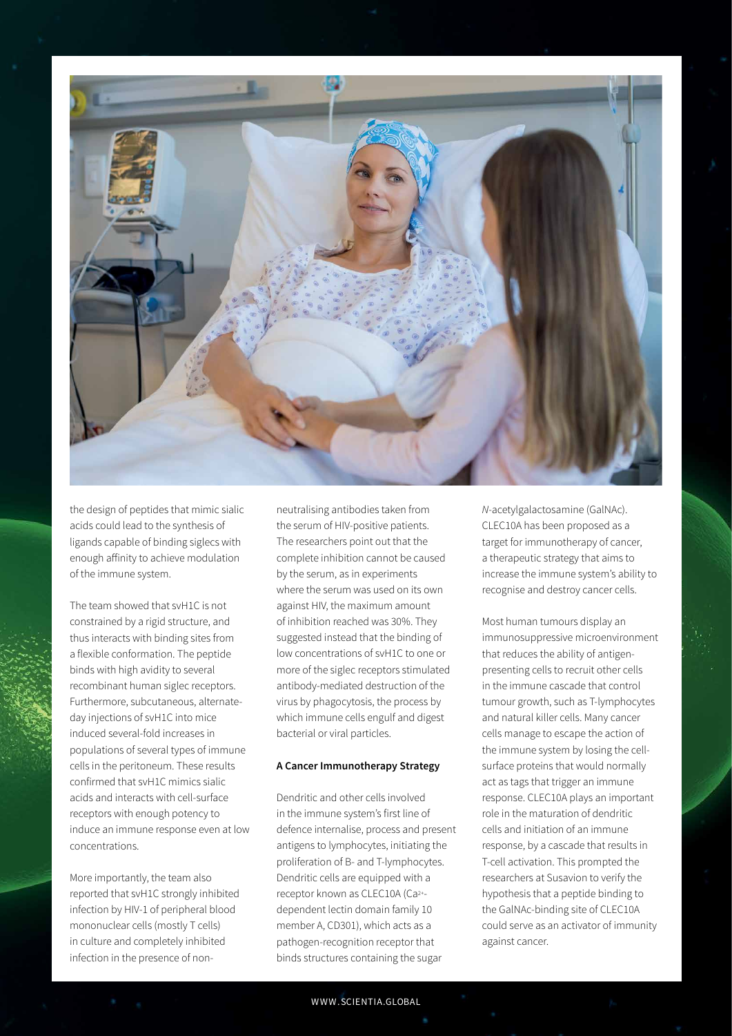the design of peptides that mimic sialic acids could lead to the synthesis of ligands capable of binding siglecs with enough affinity to achieve modulation of the immune system.

The team showed that svH1C is not constrained by a rigid structure, and thus interacts with binding sites from a flexible conformation. The peptide binds with high avidity to several recombinant human siglec receptors. Furthermore, subcutaneous, alternate-day injections of svH1C into mice induced several-fold increases in populations of several types of immune cells in the peritoneum. These results confirmed that svH1C mimics sialic acids and interacts with cell-surface receptors with enough potency to induce an immune response even at low concentrations.

More importantly, the team also reported that svH1C strongly inhibited infection by HIV-1 of peripheral blood mononuclear cells (mostly T cells) in culture and completely inhibited infection in the presence of non-neutralising antibodies taken from the serum of HIV-positive patients. The researchers point out that the complete inhibition cannot be caused by the serum, as in experiments where the serum was used on its own against HIV, the maximum amount of inhibition reached was 30%. They suggested instead that the binding of low concentrations of svH1C to one or more of the siglec receptors stimulated antibody-mediated destruction of the virus by phagocytosis, the process by which immune cells engulf and digest bacterial or viral particles.

**A Cancer Immunotherapy Strategy**

Dendritic and other cells involved in the immune system's first line of defence internalise, process and present antigens to lymphocytes, initiating the proliferation of B- and T-lymphocytes. Dendritic cells are equipped with a receptor known as CLEC10A ($Ca^{2+}$-dependent lectin domain family 10 member A, CD301), which acts as a pathogen-recognition receptor that binds structures containing the sugar *N*-acetylgalactosamine (GalNAc). CLEC10A has been proposed as a target for immunotherapy of cancer, a therapeutic strategy that aims to increase the immune system's ability to recognise and destroy cancer cells.

Most human tumours display an immunosuppressive microenvironment that reduces the ability of antigen-presenting cells to recruit other cells in the immune cascade that control tumour growth, such as T-lymphocytes and natural killer cells. Many cancer cells manage to escape the action of the immune system by losing the cell-surface proteins that would normally act as tags that trigger an immune response. CLEC10A plays an important role in the maturation of dendritic cells and initiation of an immune response, by a cascade that results in T-cell activation. This prompted the researchers at Susavion to verify the hypothesis that a peptide binding to the GalNAc-binding site of CLEC10A could serve as an activator of immunity against cancer.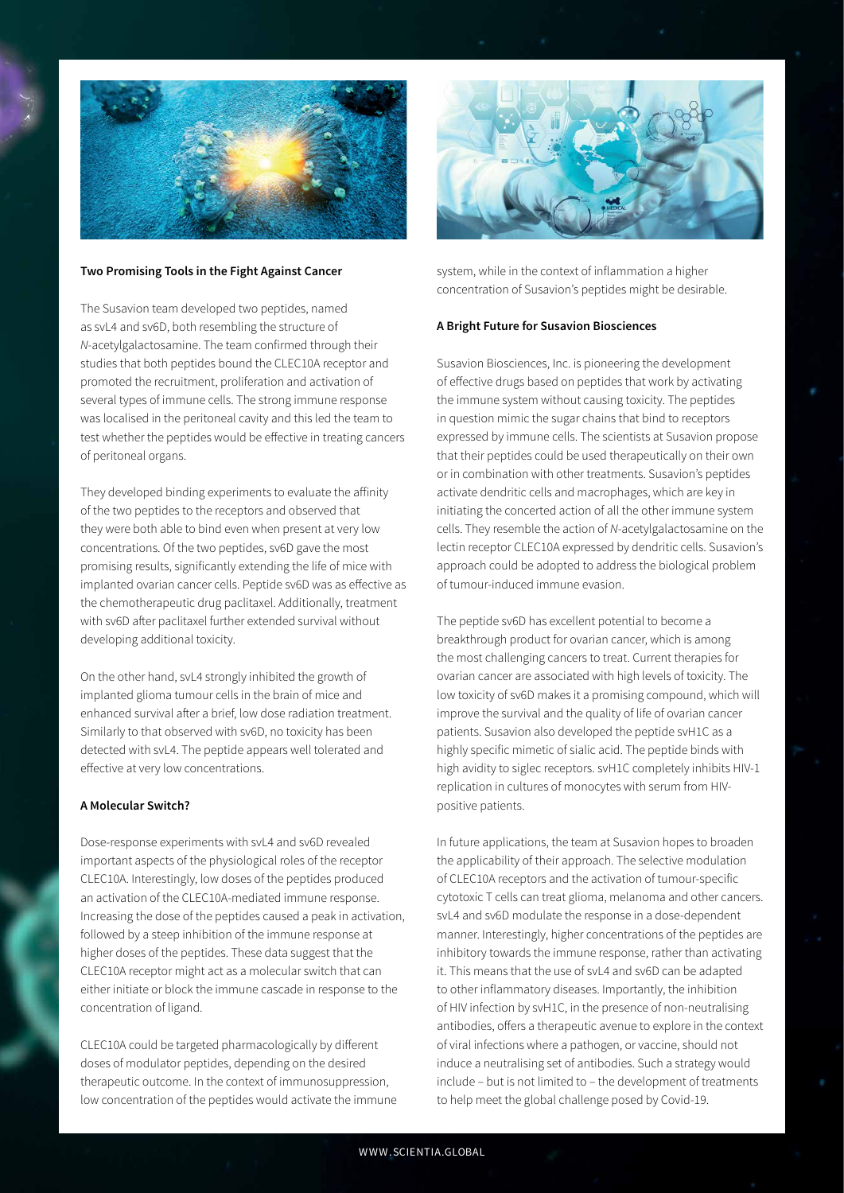## Two Promising Tools in the Fight Against Cancer

The Susavion team developed two peptides, named as svL4 and sv6D, both resembling the structure of *N*-acetylgalactosamine. The team confirmed through their studies that both peptides bound the CLEC10A receptor and promoted the recruitment, proliferation and activation of several types of immune cells. The strong immune response was localised in the peritoneal cavity and this led the team to test whether the peptides would be effective in treating cancers of peritoneal organs.

They developed binding experiments to evaluate the affinity of the two peptides to the receptors and observed that they were both able to bind even when present at very low concentrations. Of the two peptides, sv6D gave the most promising results, significantly extending the life of mice with implanted ovarian cancer cells. Peptide sv6D was as effective as the chemotherapeutic drug paclitaxel. Additionally, treatment with sv6D after paclitaxel further extended survival without developing additional toxicity.

On the other hand, svL4 strongly inhibited the growth of implanted glioma tumour cells in the brain of mice and enhanced survival after a brief, low dose radiation treatment. Similarly to that observed with sv6D, no toxicity has been detected with svL4. The peptide appears well tolerated and effective at very low concentrations.

## A Molecular Switch?

Dose-response experiments with svL4 and sv6D revealed important aspects of the physiological roles of the receptor CLEC10A. Interestingly, low doses of the peptides produced an activation of the CLEC10A-mediated immune response. Increasing the dose of the peptides caused a peak in activation, followed by a steep inhibition of the immune response at higher doses of the peptides. These data suggest that the CLEC10A receptor might act as a molecular switch that can either initiate or block the immune cascade in response to the concentration of ligand.

CLEC10A could be targeted pharmacologically by different doses of modulator peptides, depending on the desired therapeutic outcome. In the context of immunosuppression, low concentration of the peptides would activate the immune system, while in the context of inflammation a higher concentration of Susavion's peptides might be desirable.

## A Bright Future for Susavion Biosciences

Susavion Biosciences, Inc. is pioneering the development of effective drugs based on peptides that work by activating the immune system without causing toxicity. The peptides in question mimic the sugar chains that bind to receptors expressed by immune cells. The scientists at Susavion propose that their peptides could be used therapeutically on their own or in combination with other treatments. Susavion's peptides activate dendritic cells and macrophages, which are key in initiating the concerted action of all the other immune system cells. They resemble the action of *N*-acetylgalactosamine on the lectin receptor CLEC10A expressed by dendritic cells. Susavion's approach could be adopted to address the biological problem of tumour-induced immune evasion.

The peptide sv6D has excellent potential to become a breakthrough product for ovarian cancer, which is among the most challenging cancers to treat. Current therapies for ovarian cancer are associated with high levels of toxicity. The low toxicity of sv6D makes it a promising compound, which will improve the survival and the quality of life of ovarian cancer patients. Susavion also developed the peptide svH1C as a highly specific mimetic of sialic acid. The peptide binds with high avidity to siglec receptors. svH1C completely inhibits HIV-1 replication in cultures of monocytes with serum from HIV-positive patients.

In future applications, the team at Susavion hopes to broaden the applicability of their approach. The selective modulation of CLEC10A receptors and the activation of tumour-specific cytotoxic T cells can treat glioma, melanoma and other cancers. svL4 and sv6D modulate the response in a dose-dependent manner. Interestingly, higher concentrations of the peptides are inhibitory towards the immune response, rather than activating it. This means that the use of svL4 and sv6D can be adapted to other inflammatory diseases. Importantly, the inhibition of HIV infection by svH1C, in the presence of non-neutralising antibodies, offers a therapeutic avenue to explore in the context of viral infections where a pathogen, or vaccine, should not induce a neutralising set of antibodies. Such a strategy would include – but is not limited to – the development of treatments to help meet the global challenge posed by Covid-19.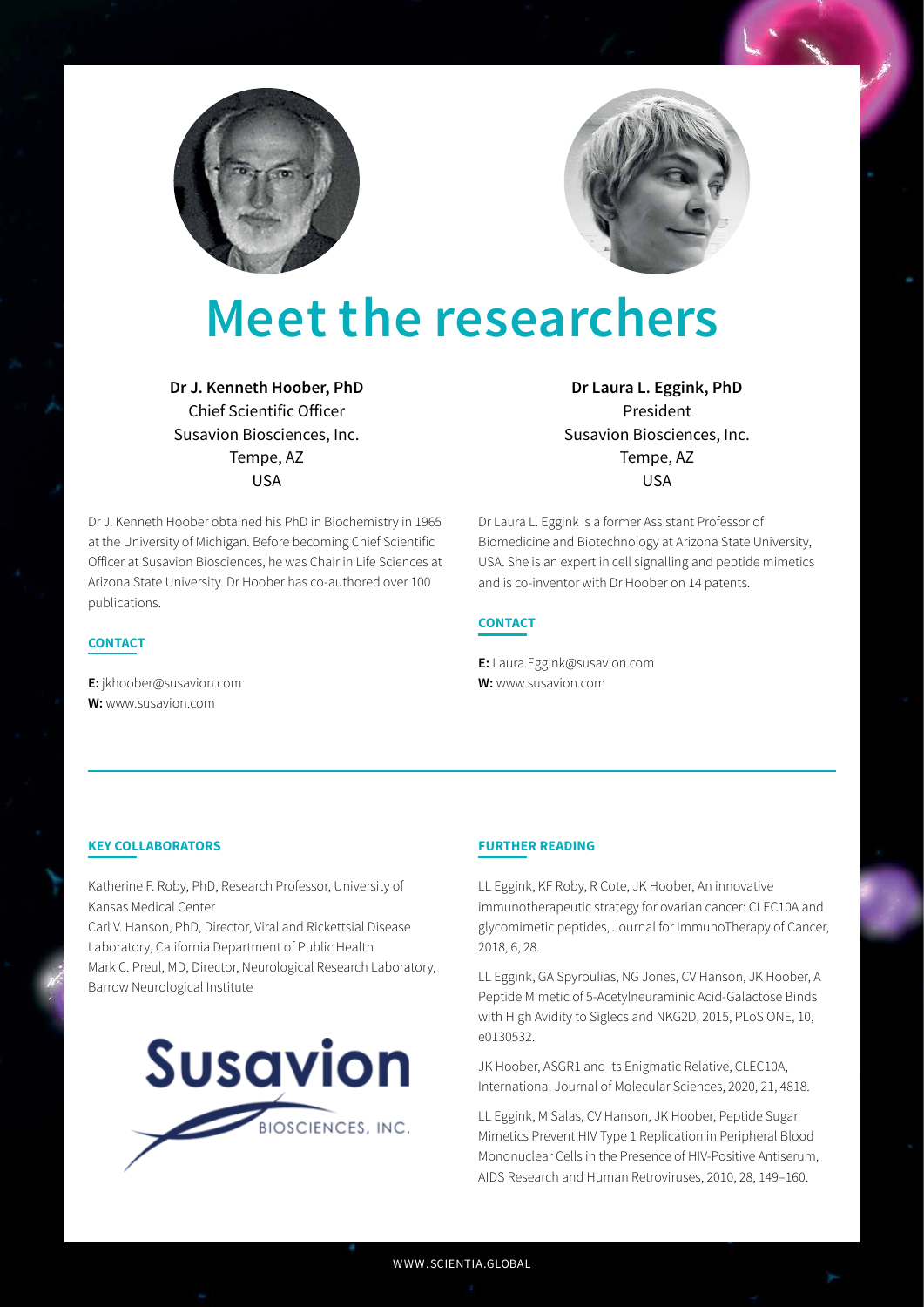# Meet the researchers

**Dr J. Kenneth Hoober, PhD**
Chief Scientific Officer
Susavion Biosciences, Inc.
Tempe, AZ
USA

Dr J. Kenneth Hoober obtained his PhD in Biochemistry in 1965 at the University of Michigan. Before becoming Chief Scientific Officer at Susavion Biosciences, he was Chair in Life Sciences at Arizona State University. Dr Hoober has co-authored over 100 publications.

**CONTACT**

**E:** jkhoober@susavion.com
**W:** www.susavion.com

**Dr Laura L. Eggink, PhD**
President
Susavion Biosciences, Inc.
Tempe, AZ
USA

Dr Laura L. Eggink is a former Assistant Professor of Biomedicine and Biotechnology at Arizona State University, USA. She is an expert in cell signalling and peptide mimetics and is co-inventor with Dr Hoober on 14 patents.

**CONTACT**

**E:** Laura.Eggink@susavion.com
**W:** www.susavion.com

**KEY COLLABORATORS**

Katherine F. Roby, PhD, Research Professor, University of Kansas Medical Center
Carl V. Hanson, PhD, Director, Viral and Rickettsial Disease Laboratory, California Department of Public Health
Mark C. Preul, MD, Director, Neurological Research Laboratory, Barrow Neurological Institute

Susavion BIOSCIENCES, INC.

**FURTHER READING**

LL Eggink, KF Roby, R Cote, JK Hoober, An innovative immunotherapeutic strategy for ovarian cancer: CLEC10A and glycomimetic peptides, Journal for ImmunoTherapy of Cancer, 2018, 6, 28.

LL Eggink, GA Spyroulias, NG Jones, CV Hanson, JK Hoober, A Peptide Mimetic of 5-Acetylneuraminic Acid-Galactose Binds with High Avidity to Siglecs and NKG2D, 2015, PLoS ONE, 10, e0130532.

JK Hoober, ASGR1 and Its Enigmatic Relative, CLEC10A, International Journal of Molecular Sciences, 2020, 21, 4818.

LL Eggink, M Salas, CV Hanson, JK Hoober, Peptide Sugar Mimetics Prevent HIV Type 1 Replication in Peripheral Blood Mononuclear Cells in the Presence of HIV-Positive Antiserum, AIDS Research and Human Retroviruses, 2010, 28, 149–160.